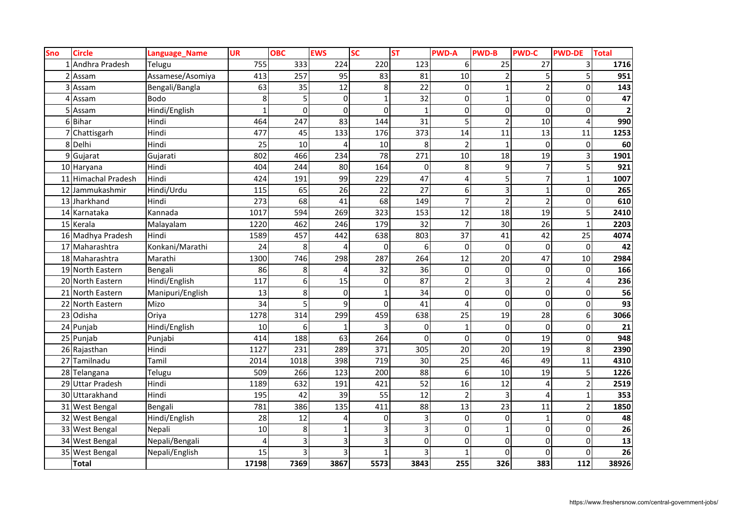| Sno | Circle | Language_Name | UR | OBC | EWS | SC | ST | PWD-A | PWD-B | PWD-C | PWD-DE | Total |
|---|---|---|---|---|---|---|---|---|---|---|---|---|
| 1 | Andhra Pradesh | Telugu | 755 | 333 | 224 | 220 | 123 | 6 | 25 | 27 | 3 | **1716** |
| 2 | Assam | Assamese/Asomiya | 413 | 257 | 95 | 83 | 81 | 10 | 2 | 5 | 5 | **951** |
| 3 | Assam | Bengali/Bangla | 63 | 35 | 12 | 8 | 22 | 0 | 1 | 2 | 0 | **143** |
| 4 | Assam | Bodo | 8 | 5 | 0 | 1 | 32 | 0 | 1 | 0 | 0 | **47** |
| 5 | Assam | Hindi/English | 1 | 0 | 0 | 0 | 1 | 0 | 0 | 0 | 0 | **2** |
| 6 | Bihar | Hindi | 464 | 247 | 83 | 144 | 31 | 5 | 2 | 10 | 4 | **990** |
| 7 | Chattisgarh | Hindi | 477 | 45 | 133 | 176 | 373 | 14 | 11 | 13 | 11 | **1253** |
| 8 | Delhi | Hindi | 25 | 10 | 4 | 10 | 8 | 2 | 1 | 0 | 0 | **60** |
| 9 | Gujarat | Gujarati | 802 | 466 | 234 | 78 | 271 | 10 | 18 | 19 | 3 | **1901** |
| 10 | Haryana | Hindi | 404 | 244 | 80 | 164 | 0 | 8 | 9 | 7 | 5 | **921** |
| 11 | Himachal Pradesh | Hindi | 424 | 191 | 99 | 229 | 47 | 4 | 5 | 7 | 1 | **1007** |
| 12 | Jammukashmir | Hindi/Urdu | 115 | 65 | 26 | 22 | 27 | 6 | 3 | 1 | 0 | **265** |
| 13 | Jharkhand | Hindi | 273 | 68 | 41 | 68 | 149 | 7 | 2 | 2 | 0 | **610** |
| 14 | Karnataka | Kannada | 1017 | 594 | 269 | 323 | 153 | 12 | 18 | 19 | 5 | **2410** |
| 15 | Kerala | Malayalam | 1220 | 462 | 246 | 179 | 32 | 7 | 30 | 26 | 1 | **2203** |
| 16 | Madhya Pradesh | Hindi | 1589 | 457 | 442 | 638 | 803 | 37 | 41 | 42 | 25 | **4074** |
| 17 | Maharashtra | Konkani/Marathi | 24 | 8 | 4 | 0 | 6 | 0 | 0 | 0 | 0 | **42** |
| 18 | Maharashtra | Marathi | 1300 | 746 | 298 | 287 | 264 | 12 | 20 | 47 | 10 | **2984** |
| 19 | North Eastern | Bengali | 86 | 8 | 4 | 32 | 36 | 0 | 0 | 0 | 0 | **166** |
| 20 | North Eastern | Hindi/English | 117 | 6 | 15 | 0 | 87 | 2 | 3 | 2 | 4 | **236** |
| 21 | North Eastern | Manipuri/English | 13 | 8 | 0 | 1 | 34 | 0 | 0 | 0 | 0 | **56** |
| 22 | North Eastern | Mizo | 34 | 5 | 9 | 0 | 41 | 4 | 0 | 0 | 0 | **93** |
| 23 | Odisha | Oriya | 1278 | 314 | 299 | 459 | 638 | 25 | 19 | 28 | 6 | **3066** |
| 24 | Punjab | Hindi/English | 10 | 6 | 1 | 3 | 0 | 1 | 0 | 0 | 0 | **21** |
| 25 | Punjab | Punjabi | 414 | 188 | 63 | 264 | 0 | 0 | 0 | 19 | 0 | **948** |
| 26 | Rajasthan | Hindi | 1127 | 231 | 289 | 371 | 305 | 20 | 20 | 19 | 8 | **2390** |
| 27 | Tamilnadu | Tamil | 2014 | 1018 | 398 | 719 | 30 | 25 | 46 | 49 | 11 | **4310** |
| 28 | Telangana | Telugu | 509 | 266 | 123 | 200 | 88 | 6 | 10 | 19 | 5 | **1226** |
| 29 | Uttar Pradesh | Hindi | 1189 | 632 | 191 | 421 | 52 | 16 | 12 | 4 | 2 | **2519** |
| 30 | Uttarakhand | Hindi | 195 | 42 | 39 | 55 | 12 | 2 | 3 | 4 | 1 | **353** |
| 31 | West Bengal | Bengali | 781 | 386 | 135 | 411 | 88 | 13 | 23 | 11 | 2 | **1850** |
| 32 | West Bengal | Hindi/English | 28 | 12 | 4 | 0 | 3 | 0 | 0 | 1 | 0 | **48** |
| 33 | West Bengal | Nepali | 10 | 8 | 1 | 3 | 3 | 0 | 1 | 0 | 0 | **26** |
| 34 | West Bengal | Nepali/Bengali | 4 | 3 | 3 | 3 | 0 | 0 | 0 | 0 | 0 | **13** |
| 35 | West Bengal | Nepali/English | 15 | 3 | 3 | 1 | 3 | 1 | 0 | 0 | 0 | **26** |
| | **Total** | | **17198** | **7369** | **3867** | **5573** | **3843** | **255** | **326** | **383** | **112** | **38926** |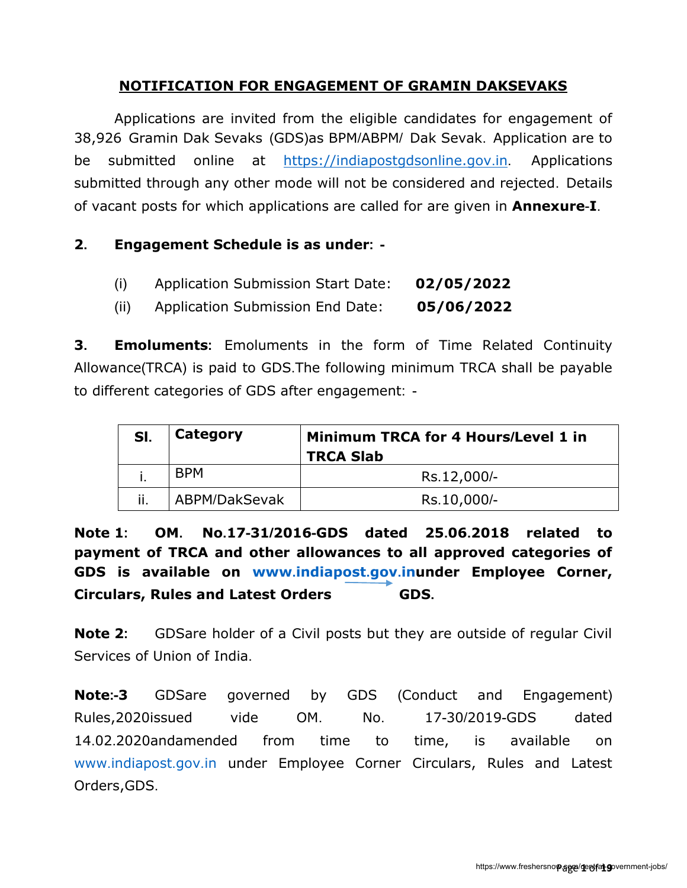## NOTIFICATION FOR ENGAGEMENT OF GRAMIN DAKSEVAKS

Applications are invited from the eligible candidates for engagement of 38,926 Gramin Dak Sevaks (GDS)as BPM/ABPM/ Dak Sevak. Application are to be submitted online at https://indiapostgdsonline.gov.in. Applications submitted through any other mode will not be considered and rejected. Details of vacant posts for which applications are called for are given in **Annexure-I**.

**2. Engagement Schedule is as under: -**

(i) Application Submission Start Date: **02/05/2022**

(ii) Application Submission End Date: **05/06/2022**

**3. Emoluments**: Emoluments in the form of Time Related Continuity Allowance(TRCA) is paid to GDS.The following minimum TRCA shall be payable to different categories of GDS after engagement: -

| Sl. | Category | Minimum TRCA for 4 Hours/Level 1 in TRCA Slab |
|---|---|---|
| i. | BPM | Rs.12,000/- |
| ii. | ABPM/DakSevak | Rs.10,000/- |

**Note 1: OM. No.17-31/2016-GDS dated 25.06.2018 related to payment of TRCA and other allowances to all approved categories of GDS is available on www.indiapost.gov.inunder Employee Corner, Circulars, Rules and Latest Orders → GDS.**

**Note 2**: GDSare holder of a Civil posts but they are outside of regular Civil Services of Union of India.

**Note:-3** GDSare governed by GDS (Conduct and Engagement) Rules,2020issued vide OM. No. 17-30/2019-GDS dated 14.02.2020andamended from time to time, is available on www.indiapost.gov.in under Employee Corner Circulars, Rules and Latest Orders,GDS.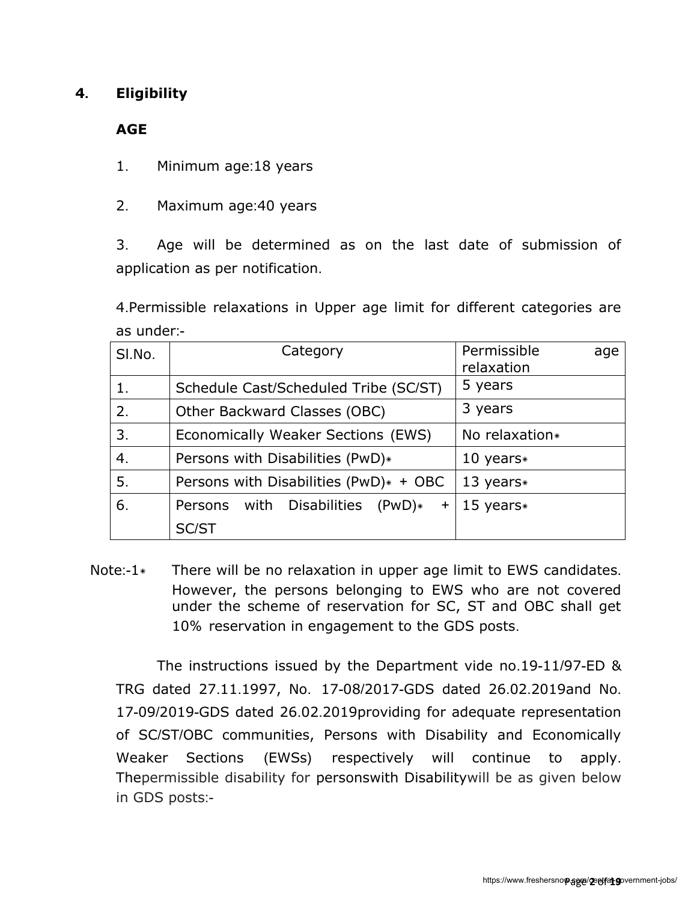## 4. Eligibility

### AGE

1. Minimum age:18 years

2. Maximum age:40 years

3. Age will be determined as on the last date of submission of application as per notification.

4.Permissible relaxations in Upper age limit for different categories are as under:-

| Sl.No. | Category | Permissible age relaxation |
|---|---|---|
| 1. | Schedule Cast/Scheduled Tribe (SC/ST) | 5 years |
| 2. | Other Backward Classes (OBC) | 3 years |
| 3. | Economically Weaker Sections (EWS) | No relaxation* |
| 4. | Persons with Disabilities (PwD)* | 10 years* |
| 5. | Persons with Disabilities (PwD)* + OBC | 13 years* |
| 6. | Persons with Disabilities (PwD)* + SC/ST | 15 years* |

Note:-1* There will be no relaxation in upper age limit to EWS candidates. However, the persons belonging to EWS who are not covered under the scheme of reservation for SC, ST and OBC shall get 10% reservation in engagement to the GDS posts.

The instructions issued by the Department vide no.19-11/97-ED & TRG dated 27.11.1997, No. 17-08/2017-GDS dated 26.02.2019and No. 17-09/2019-GDS dated 26.02.2019providing for adequate representation of SC/ST/OBC communities, Persons with Disability and Economically Weaker Sections (EWSs) respectively will continue to apply. Thepermissible disability for personswith Disabilitywill be as given below in GDS posts:-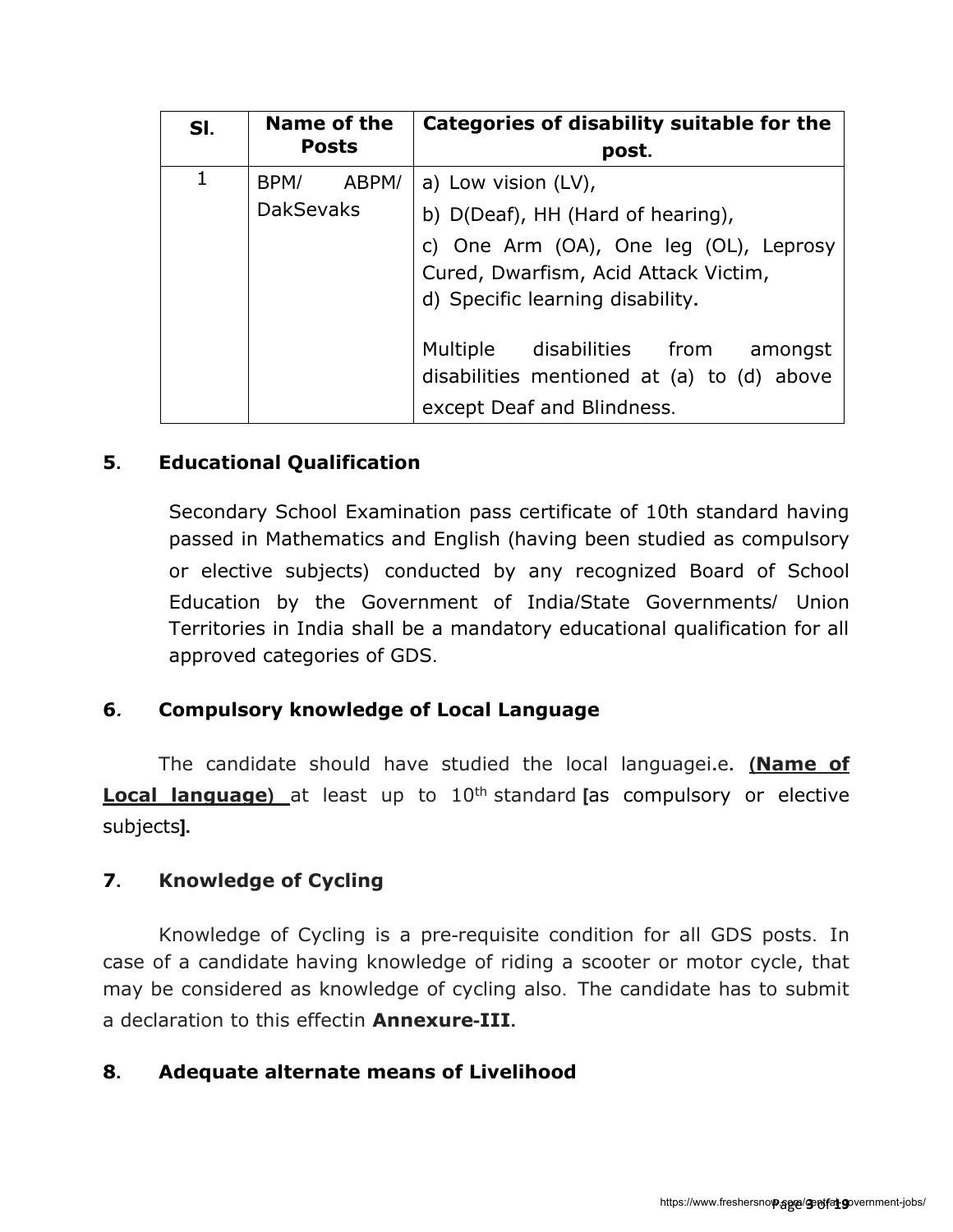| Sl. | Name of the Posts | Categories of disability suitable for the post. |
|---|---|---|
| 1 | BPM/ ABPM/ DakSevaks | a) Low vision (LV),<br>b) D(Deaf), HH (Hard of hearing),<br>c) One Arm (OA), One leg (OL), Leprosy Cured, Dwarfism, Acid Attack Victim,<br>d) Specific learning disability.<br><br>Multiple disabilities from amongst disabilities mentioned at (a) to (d) above except Deaf and Blindness. |

## 5. Educational Qualification

Secondary School Examination pass certificate of 10th standard having passed in Mathematics and English (having been studied as compulsory or elective subjects) conducted by any recognized Board of School Education by the Government of India/State Governments/ Union Territories in India shall be a mandatory educational qualification for all approved categories of GDS.

## 6. Compulsory knowledge of Local Language

The candidate should have studied the local languagei.e. **(Name of Local language)** at least up to 10th standard **[**as compulsory or elective subjects**]**.

## 7. Knowledge of Cycling

Knowledge of Cycling is a pre-requisite condition for all GDS posts. In case of a candidate having knowledge of riding a scooter or motor cycle, that may be considered as knowledge of cycling also. The candidate has to submit a declaration to this effectin **Annexure-III**.

## 8. Adequate alternate means of Livelihood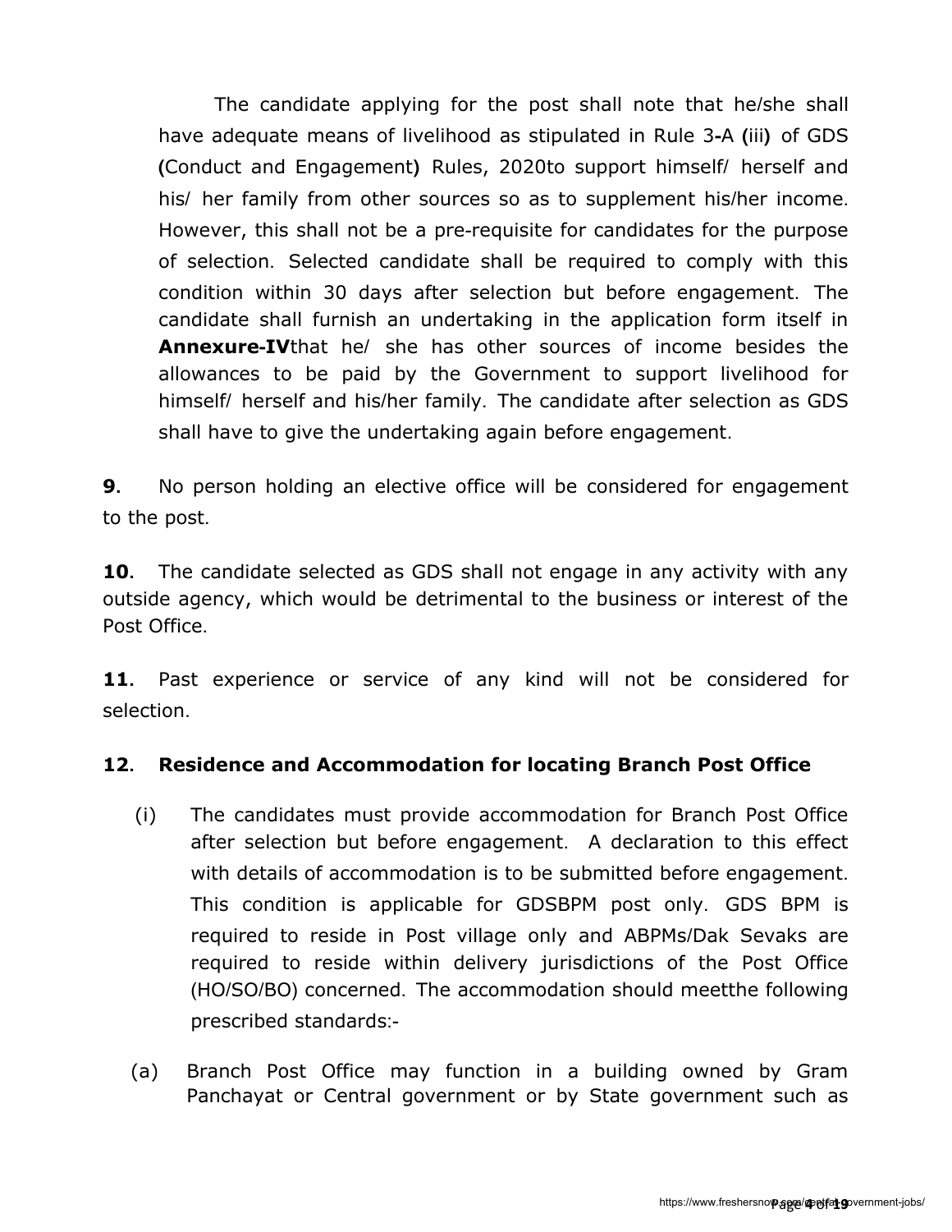The candidate applying for the post shall note that he/she shall have adequate means of livelihood as stipulated in Rule 3-A (iii) of GDS (Conduct and Engagement) Rules, 2020to support himself/ herself and his/ her family from other sources so as to supplement his/her income. However, this shall not be a pre-requisite for candidates for the purpose of selection. Selected candidate shall be required to comply with this condition within 30 days after selection but before engagement. The candidate shall furnish an undertaking in the application form itself in **Annexure-IV**that he/ she has other sources of income besides the allowances to be paid by the Government to support livelihood for himself/ herself and his/her family. The candidate after selection as GDS shall have to give the undertaking again before engagement.

**9**. No person holding an elective office will be considered for engagement to the post.

**10**. The candidate selected as GDS shall not engage in any activity with any outside agency, which would be detrimental to the business or interest of the Post Office.

**11**. Past experience or service of any kind will not be considered for selection.

**12**. **Residence and Accommodation for locating Branch Post Office**

(i) The candidates must provide accommodation for Branch Post Office after selection but before engagement. A declaration to this effect with details of accommodation is to be submitted before engagement. This condition is applicable for GDSBPM post only. GDS BPM is required to reside in Post village only and ABPMs/Dak Sevaks are required to reside within delivery jurisdictions of the Post Office (HO/SO/BO) concerned. The accommodation should meetthe following prescribed standards:-

(a) Branch Post Office may function in a building owned by Gram Panchayat or Central government or by State government such as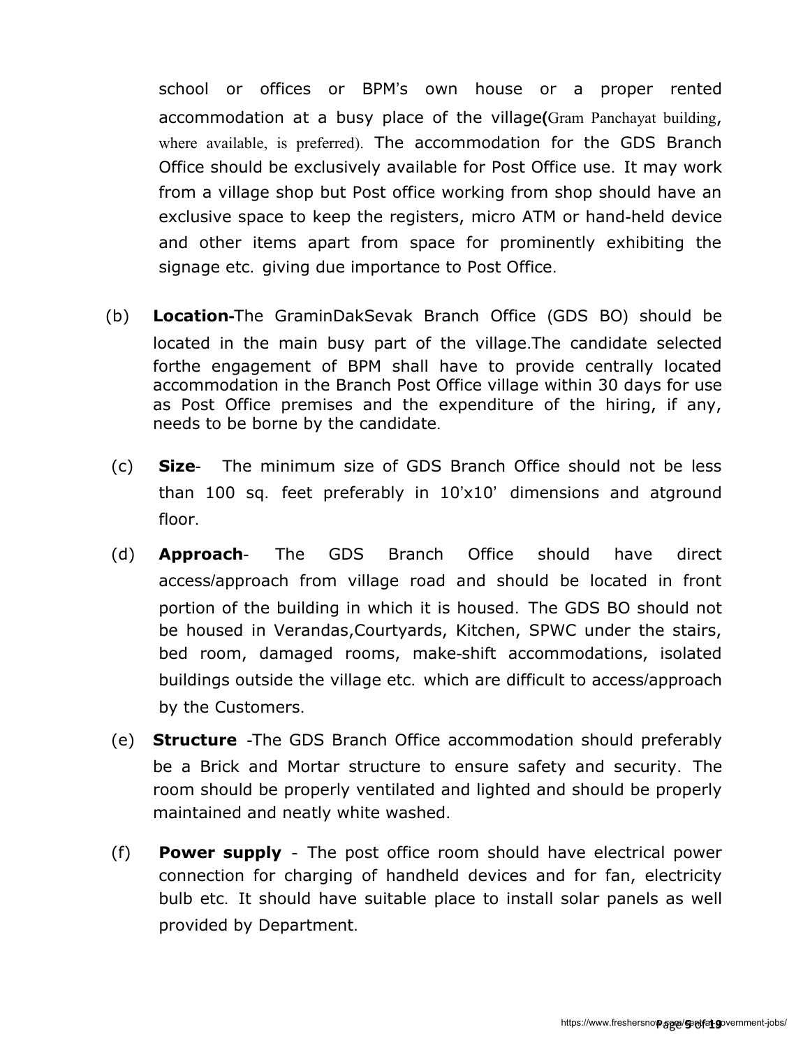school or offices or BPM's own house or a proper rented accommodation at a busy place of the village(Gram Panchayat building, where available, is preferred). The accommodation for the GDS Branch Office should be exclusively available for Post Office use. It may work from a village shop but Post office working from shop should have an exclusive space to keep the registers, micro ATM or hand-held device and other items apart from space for prominently exhibiting the signage etc. giving due importance to Post Office.

(b) **Location-**The GraminDakSevak Branch Office (GDS BO) should be located in the main busy part of the village.The candidate selected forthe engagement of BPM shall have to provide centrally located accommodation in the Branch Post Office village within 30 days for use as Post Office premises and the expenditure of the hiring, if any, needs to be borne by the candidate.

(c) **Size**- The minimum size of GDS Branch Office should not be less than 100 sq. feet preferably in 10'x10' dimensions and atground floor.

(d) **Approach**- The GDS Branch Office should have direct access/approach from village road and should be located in front portion of the building in which it is housed. The GDS BO should not be housed in Verandas,Courtyards, Kitchen, SPWC under the stairs, bed room, damaged rooms, make-shift accommodations, isolated buildings outside the village etc. which are difficult to access/approach by the Customers.

(e) **Structure** -The GDS Branch Office accommodation should preferably be a Brick and Mortar structure to ensure safety and security. The room should be properly ventilated and lighted and should be properly maintained and neatly white washed.

(f) **Power supply** - The post office room should have electrical power connection for charging of handheld devices and for fan, electricity bulb etc. It should have suitable place to install solar panels as well provided by Department.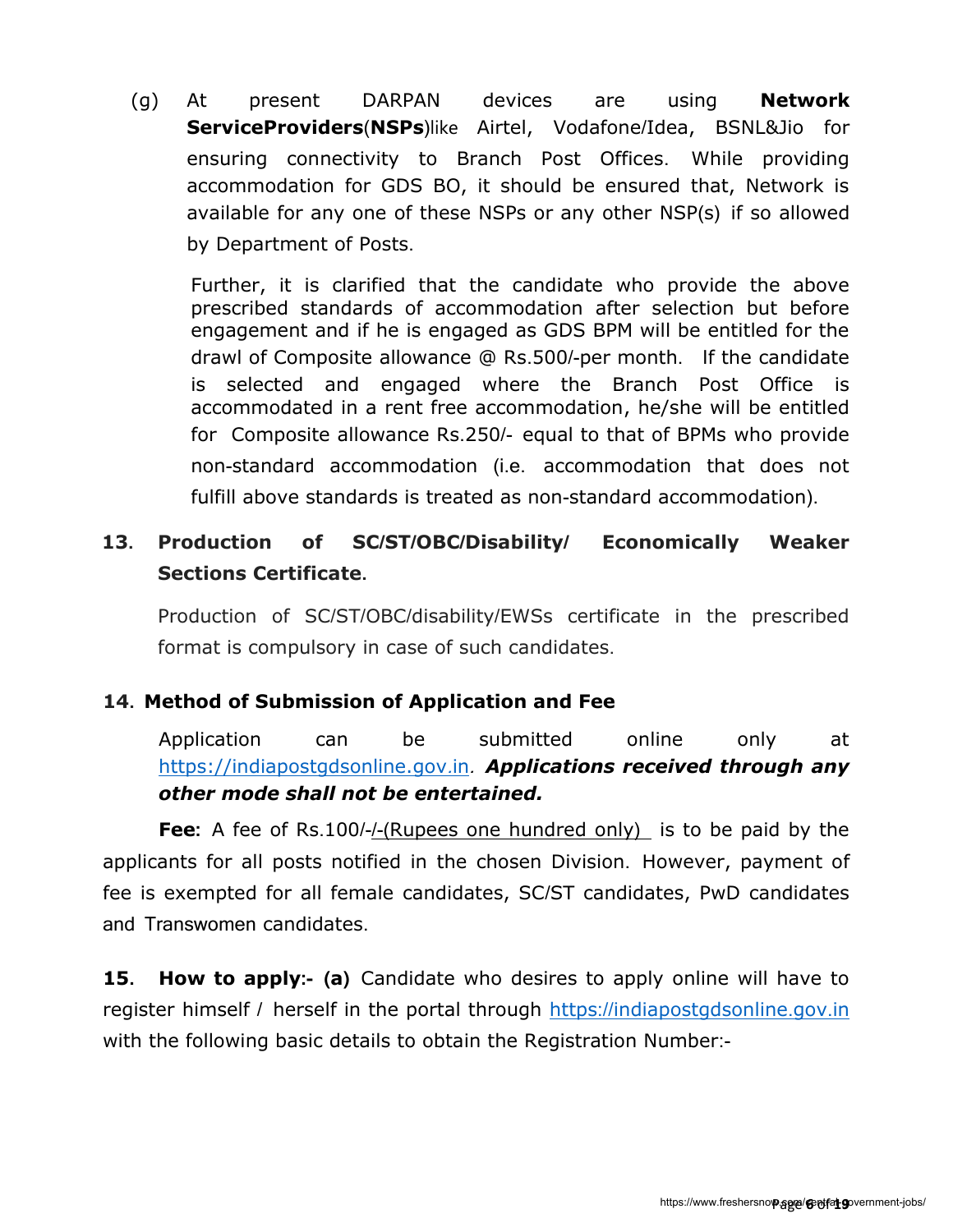(g) At present DARPAN devices are using **Network ServiceProviders**(**NSPs**)like Airtel, Vodafone/Idea, BSNL&Jio for ensuring connectivity to Branch Post Offices. While providing accommodation for GDS BO, it should be ensured that, Network is available for any one of these NSPs or any other NSP(s) if so allowed by Department of Posts.

Further, it is clarified that the candidate who provide the above prescribed standards of accommodation after selection but before engagement and if he is engaged as GDS BPM will be entitled for the drawl of Composite allowance @ Rs.500/-per month. If the candidate is selected and engaged where the Branch Post Office is accommodated in a rent free accommodation, he/she will be entitled for Composite allowance Rs.250/- equal to that of BPMs who provide non-standard accommodation (i.e. accommodation that does not fulfill above standards is treated as non-standard accommodation).

**13. Production of SC/ST/OBC/Disability/ Economically Weaker Sections Certificate.**

Production of SC/ST/OBC/disability/EWSs certificate in the prescribed format is compulsory in case of such candidates.

**14. Method of Submission of Application and Fee**

Application can be submitted online only at https://indiapostgdsonline.gov.in. ***Applications received through any other mode shall not be entertained.***

**Fee:** A fee of Rs.100/-/-(Rupees one hundred only) is to be paid by the applicants for all posts notified in the chosen Division. However, payment of fee is exempted for all female candidates, SC/ST candidates, PwD candidates and Transwomen candidates.

**15. How to apply:- (a)** Candidate who desires to apply online will have to register himself / herself in the portal through https://indiapostgdsonline.gov.in with the following basic details to obtain the Registration Number:-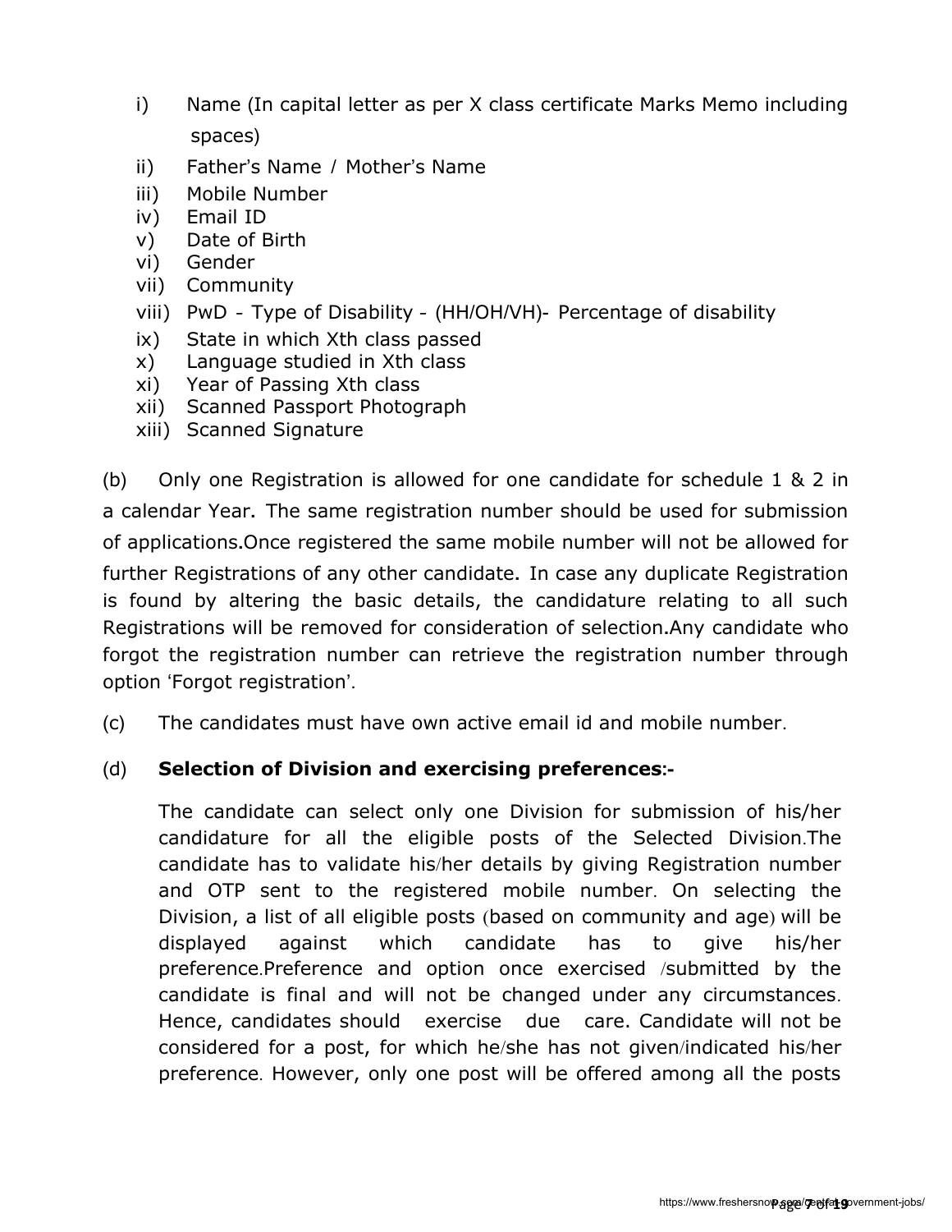i) Name (In capital letter as per X class certificate Marks Memo including spaces)
ii) Father's Name / Mother's Name
iii) Mobile Number
iv) Email ID
v) Date of Birth
vi) Gender
vii) Community
viii) PwD - Type of Disability - (HH/OH/VH)- Percentage of disability
ix) State in which Xth class passed
x) Language studied in Xth class
xi) Year of Passing Xth class
xii) Scanned Passport Photograph
xiii) Scanned Signature

(b) Only one Registration is allowed for one candidate for schedule 1 & 2 in a calendar Year. The same registration number should be used for submission of applications.Once registered the same mobile number will not be allowed for further Registrations of any other candidate. In case any duplicate Registration is found by altering the basic details, the candidature relating to all such Registrations will be removed for consideration of selection.Any candidate who forgot the registration number can retrieve the registration number through option 'Forgot registration'.

(c) The candidates must have own active email id and mobile number.

(d) **Selection of Division and exercising preferences:-**

The candidate can select only one Division for submission of his/her candidature for all the eligible posts of the Selected Division.The candidate has to validate his/her details by giving Registration number and OTP sent to the registered mobile number. On selecting the Division, a list of all eligible posts (based on community and age) will be displayed against which candidate has to give his/her preference.Preference and option once exercised /submitted by the candidate is final and will not be changed under any circumstances. Hence, candidates should exercise due care. Candidate will not be considered for a post, for which he/she has not given/indicated his/her preference. However, only one post will be offered among all the posts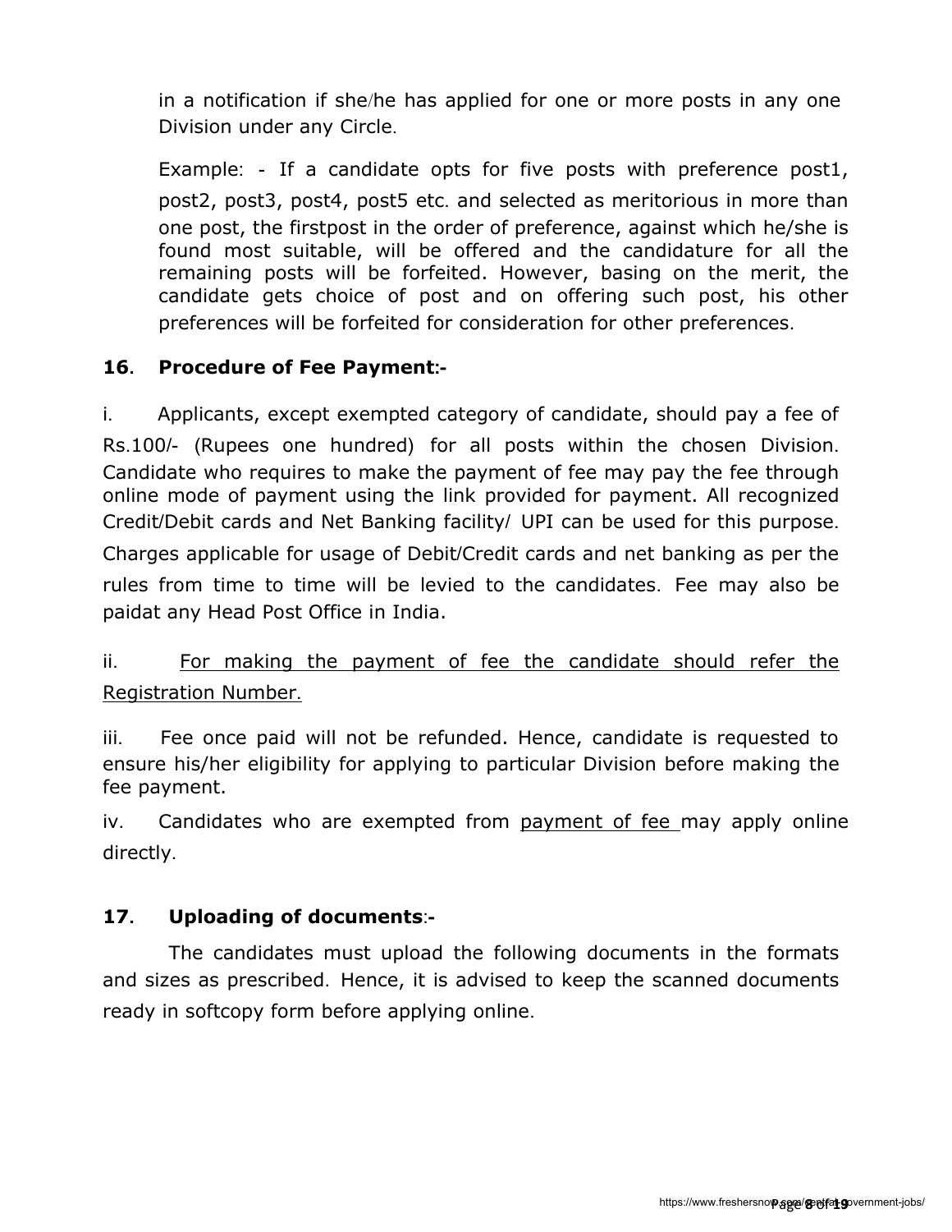in a notification if she/he has applied for one or more posts in any one Division under any Circle.

Example: - If a candidate opts for five posts with preference post1, post2, post3, post4, post5 etc. and selected as meritorious in more than one post, the firstpost in the order of preference, against which he/she is found most suitable, will be offered and the candidature for all the remaining posts will be forfeited. However, basing on the merit, the candidate gets choice of post and on offering such post, his other preferences will be forfeited for consideration for other preferences.

## 16. Procedure of Fee Payment:-

i. Applicants, except exempted category of candidate, should pay a fee of Rs.100/- (Rupees one hundred) for all posts within the chosen Division. Candidate who requires to make the payment of fee may pay the fee through online mode of payment using the link provided for payment. All recognized Credit/Debit cards and Net Banking facility/ UPI can be used for this purpose. Charges applicable for usage of Debit/Credit cards and net banking as per the rules from time to time will be levied to the candidates. Fee may also be paidat any Head Post Office in India.

ii. <u>For making the payment of fee the candidate should refer the Registration Number.</u>

iii. Fee once paid will not be refunded. Hence, candidate is requested to ensure his/her eligibility for applying to particular Division before making the fee payment.

iv. Candidates who are exempted from <u>payment of fee</u> may apply online directly.

## 17. Uploading of documents:-

The candidates must upload the following documents in the formats and sizes as prescribed. Hence, it is advised to keep the scanned documents ready in softcopy form before applying online.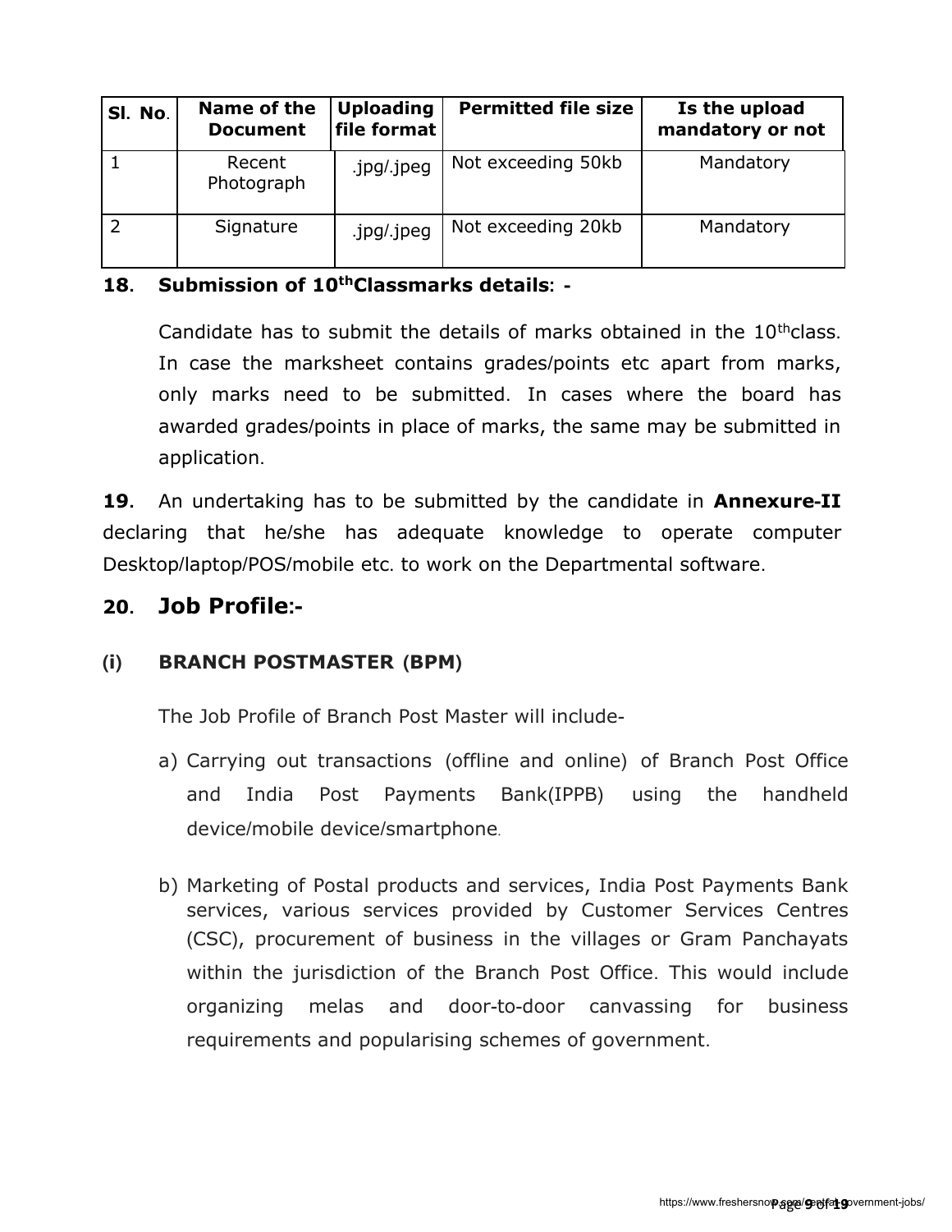| Sl. No. | Name of the Document | Uploading file format | Permitted file size | Is the upload mandatory or not |
|---|---|---|---|---|
| 1 | Recent Photograph | .jpg/.jpeg | Not exceeding 50kb | Mandatory |
| 2 | Signature | .jpg/.jpeg | Not exceeding 20kb | Mandatory |

**18. Submission of 10th Classmarks details: -**

Candidate has to submit the details of marks obtained in the 10th class. In case the marksheet contains grades/points etc apart from marks, only marks need to be submitted. In cases where the board has awarded grades/points in place of marks, the same may be submitted in application.

**19.** An undertaking has to be submitted by the candidate in **Annexure-II** declaring that he/she has adequate knowledge to operate computer Desktop/laptop/POS/mobile etc. to work on the Departmental software.

## 20. Job Profile:-

### (i) BRANCH POSTMASTER (BPM)

The Job Profile of Branch Post Master will include-

a) Carrying out transactions (offline and online) of Branch Post Office and India Post Payments Bank(IPPB) using the handheld device/mobile device/smartphone.

b) Marketing of Postal products and services, India Post Payments Bank services, various services provided by Customer Services Centres (CSC), procurement of business in the villages or Gram Panchayats within the jurisdiction of the Branch Post Office. This would include organizing melas and door-to-door canvassing for business requirements and popularising schemes of government.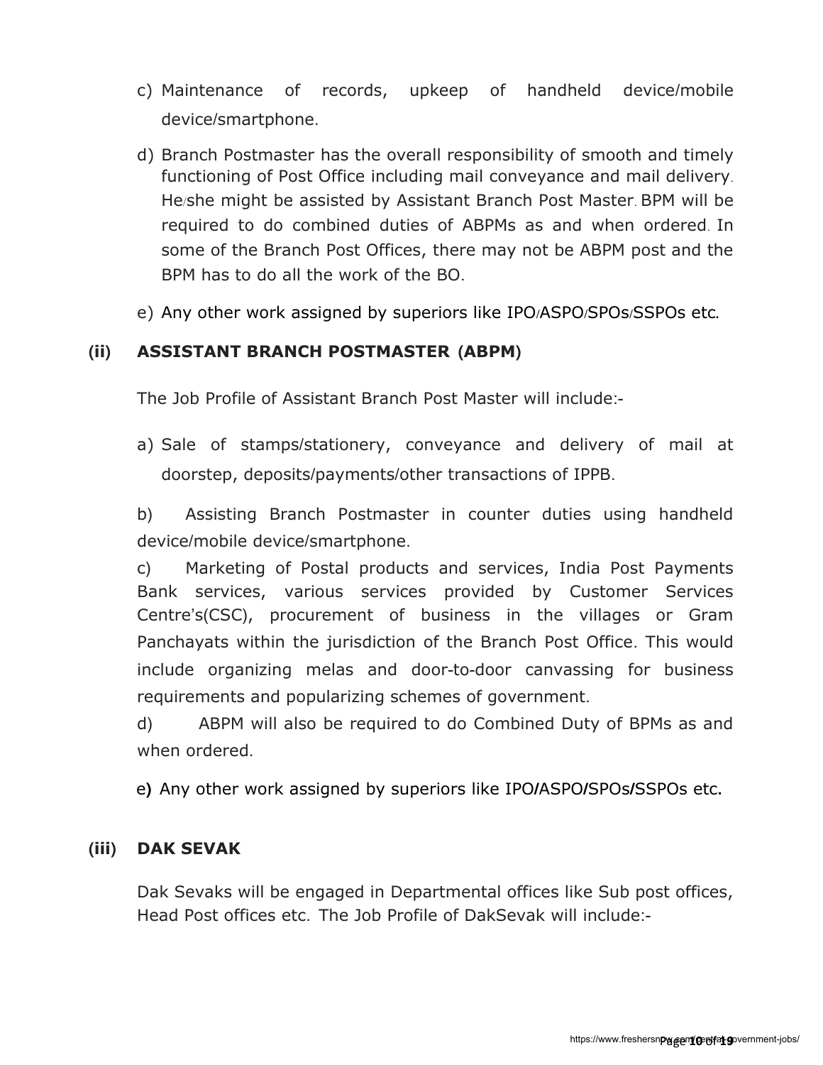c) Maintenance of records, upkeep of handheld device/mobile device/smartphone.

d) Branch Postmaster has the overall responsibility of smooth and timely functioning of Post Office including mail conveyance and mail delivery. He/she might be assisted by Assistant Branch Post Master. BPM will be required to do combined duties of ABPMs as and when ordered. In some of the Branch Post Offices, there may not be ABPM post and the BPM has to do all the work of the BO.

e) Any other work assigned by superiors like IPO/ASPO/SPOs/SSPOs etc.

**(ii) ASSISTANT BRANCH POSTMASTER (ABPM)**

The Job Profile of Assistant Branch Post Master will include:-

a) Sale of stamps/stationery, conveyance and delivery of mail at doorstep, deposits/payments/other transactions of IPPB.

b) Assisting Branch Postmaster in counter duties using handheld device/mobile device/smartphone.

c) Marketing of Postal products and services, India Post Payments Bank services, various services provided by Customer Services Centre's(CSC), procurement of business in the villages or Gram Panchayats within the jurisdiction of the Branch Post Office. This would include organizing melas and door-to-door canvassing for business requirements and popularizing schemes of government.

d) ABPM will also be required to do Combined Duty of BPMs as and when ordered.

e) Any other work assigned by superiors like IPO/ASPO/SPOs/SSPOs etc.

**(iii) DAK SEVAK**

Dak Sevaks will be engaged in Departmental offices like Sub post offices, Head Post offices etc. The Job Profile of DakSevak will include:-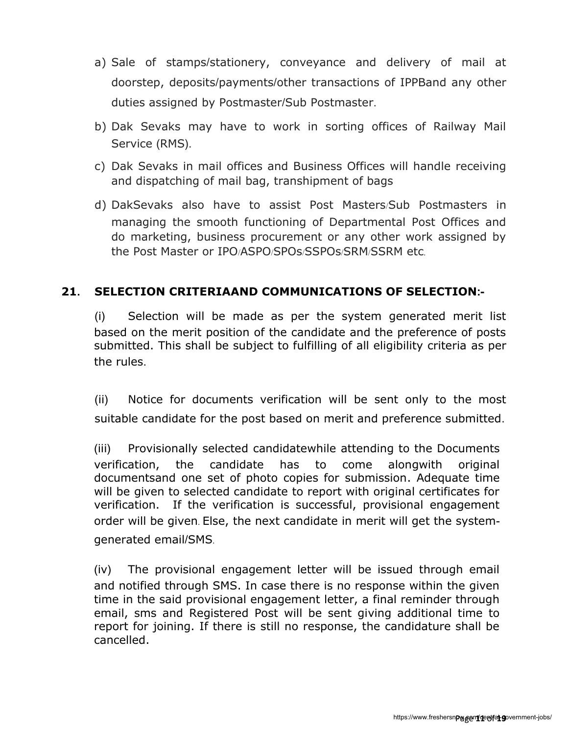a) Sale of stamps/stationery, conveyance and delivery of mail at doorstep, deposits/payments/other transactions of IPPBand any other duties assigned by Postmaster/Sub Postmaster.

b) Dak Sevaks may have to work in sorting offices of Railway Mail Service (RMS).

c) Dak Sevaks in mail offices and Business Offices will handle receiving and dispatching of mail bag, transhipment of bags

d) DakSevaks also have to assist Post Masters/Sub Postmasters in managing the smooth functioning of Departmental Post Offices and do marketing, business procurement or any other work assigned by the Post Master or IPO/ASPO/SPOs/SSPOs/SRM/SSRM etc.

## 21. SELECTION CRITERIAAND COMMUNICATIONS OF SELECTION:-

(i) Selection will be made as per the system generated merit list based on the merit position of the candidate and the preference of posts submitted. This shall be subject to fulfilling of all eligibility criteria as per the rules.

(ii) Notice for documents verification will be sent only to the most suitable candidate for the post based on merit and preference submitted.

(iii) Provisionally selected candidatewhile attending to the Documents verification, the candidate has to come alongwith original documentsand one set of photo copies for submission. Adequate time will be given to selected candidate to report with original certificates for verification. If the verification is successful, provisional engagement order will be given. Else, the next candidate in merit will get the system-generated email/SMS.

(iv) The provisional engagement letter will be issued through email and notified through SMS. In case there is no response within the given time in the said provisional engagement letter, a final reminder through email, sms and Registered Post will be sent giving additional time to report for joining. If there is still no response, the candidature shall be cancelled.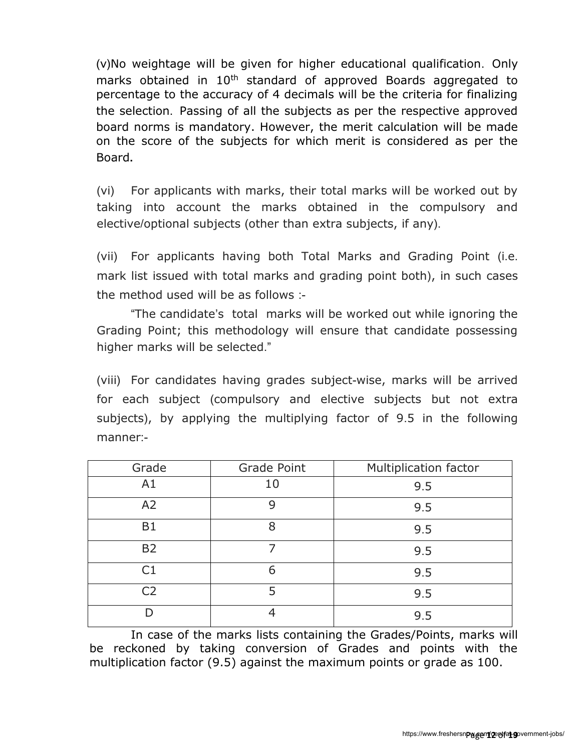(v)No weightage will be given for higher educational qualification. Only marks obtained in 10th standard of approved Boards aggregated to percentage to the accuracy of 4 decimals will be the criteria for finalizing the selection. Passing of all the subjects as per the respective approved board norms is mandatory. However, the merit calculation will be made on the score of the subjects for which merit is considered as per the Board.

(vi) For applicants with marks, their total marks will be worked out by taking into account the marks obtained in the compulsory and elective/optional subjects (other than extra subjects, if any).

(vii) For applicants having both Total Marks and Grading Point (i.e. mark list issued with total marks and grading point both), in such cases the method used will be as follows :-

"The candidate's total marks will be worked out while ignoring the Grading Point; this methodology will ensure that candidate possessing higher marks will be selected."

(viii) For candidates having grades subject-wise, marks will be arrived for each subject (compulsory and elective subjects but not extra subjects), by applying the multiplying factor of 9.5 in the following manner:-

| Grade | Grade Point | Multiplication factor |
|---|---|---|
| A1 | 10 | 9.5 |
| A2 | 9 | 9.5 |
| B1 | 8 | 9.5 |
| B2 | 7 | 9.5 |
| C1 | 6 | 9.5 |
| C2 | 5 | 9.5 |
| D | 4 | 9.5 |

In case of the marks lists containing the Grades/Points, marks will be reckoned by taking conversion of Grades and points with the multiplication factor (9.5) against the maximum points or grade as 100.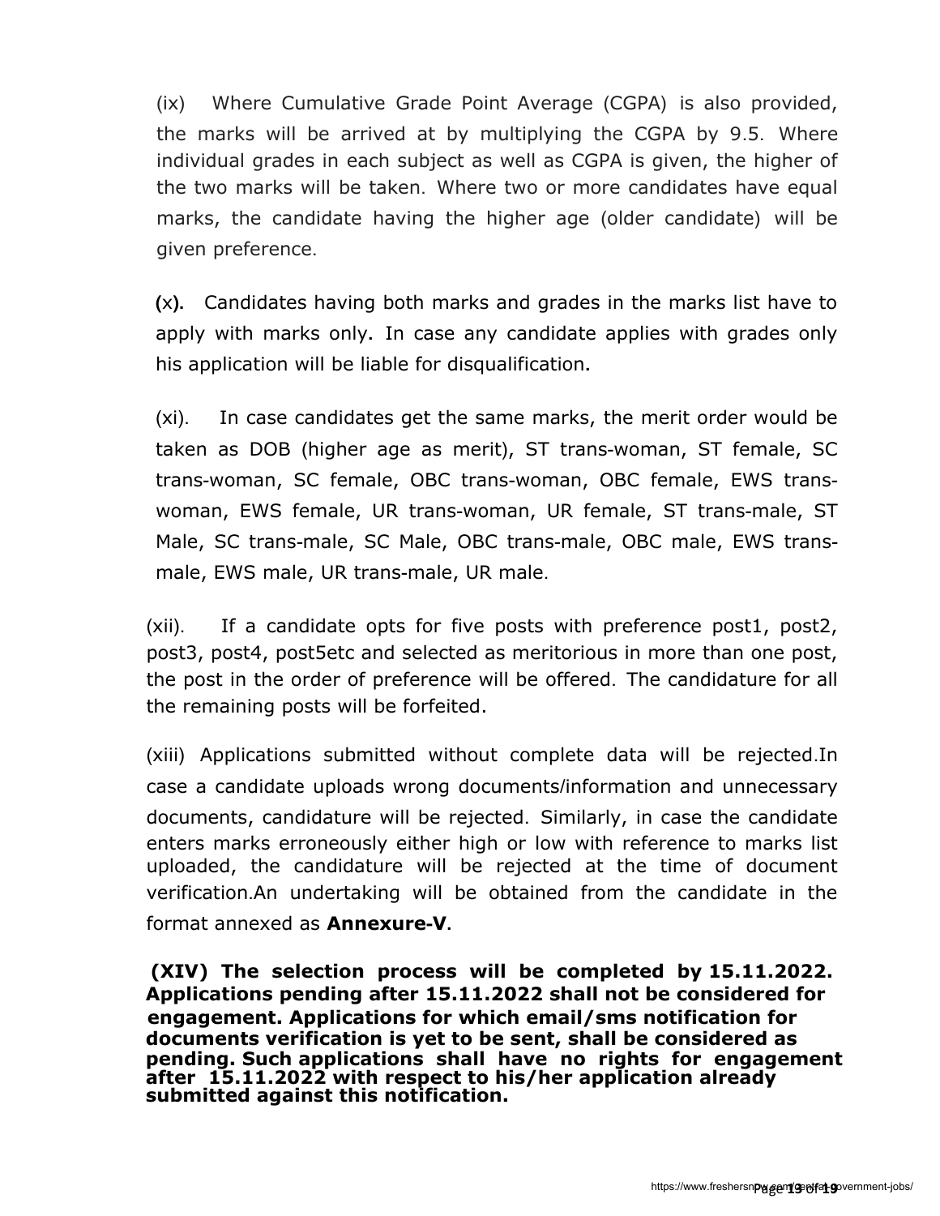(ix) Where Cumulative Grade Point Average (CGPA) is also provided, the marks will be arrived at by multiplying the CGPA by 9.5. Where individual grades in each subject as well as CGPA is given, the higher of the two marks will be taken. Where two or more candidates have equal marks, the candidate having the higher age (older candidate) will be given preference.

(x). Candidates having both marks and grades in the marks list have to apply with marks only. In case any candidate applies with grades only his application will be liable for disqualification.

(xi). In case candidates get the same marks, the merit order would be taken as DOB (higher age as merit), ST trans-woman, ST female, SC trans-woman, SC female, OBC trans-woman, OBC female, EWS trans-woman, EWS female, UR trans-woman, UR female, ST trans-male, ST Male, SC trans-male, SC Male, OBC trans-male, OBC male, EWS trans-male, EWS male, UR trans-male, UR male.

(xii). If a candidate opts for five posts with preference post1, post2, post3, post4, post5etc and selected as meritorious in more than one post, the post in the order of preference will be offered. The candidature for all the remaining posts will be forfeited.

(xiii) Applications submitted without complete data will be rejected.In case a candidate uploads wrong documents/information and unnecessary documents, candidature will be rejected. Similarly, in case the candidate enters marks erroneously either high or low with reference to marks list uploaded, the candidature will be rejected at the time of document verification.An undertaking will be obtained from the candidate in the format annexed as **Annexure-V**.

**(XIV) The selection process will be completed by 15.11.2022. Applications pending after 15.11.2022 shall not be considered for engagement. Applications for which email/sms notification for documents verification is yet to be sent, shall be considered as pending. Such applications shall have no rights for engagement after 15.11.2022 with respect to his/her application already submitted against this notification.**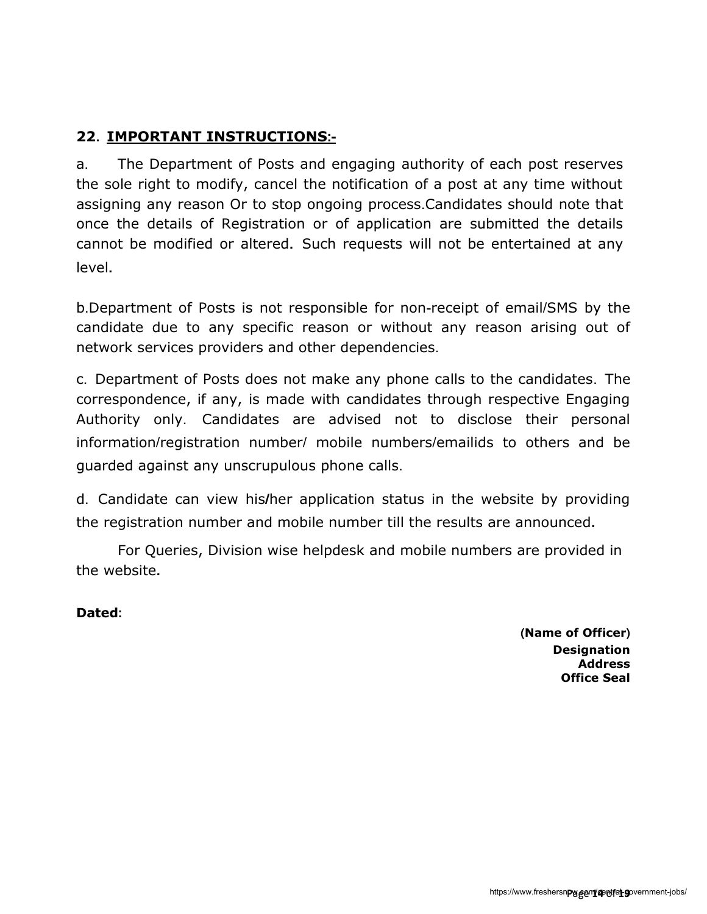## 22. IMPORTANT INSTRUCTIONS:-

a. The Department of Posts and engaging authority of each post reserves the sole right to modify, cancel the notification of a post at any time without assigning any reason Or to stop ongoing process.Candidates should note that once the details of Registration or of application are submitted the details cannot be modified or altered. Such requests will not be entertained at any level.

b.Department of Posts is not responsible for non-receipt of email/SMS by the candidate due to any specific reason or without any reason arising out of network services providers and other dependencies.

c. Department of Posts does not make any phone calls to the candidates. The correspondence, if any, is made with candidates through respective Engaging Authority only. Candidates are advised not to disclose their personal information/registration number/ mobile numbers/emailids to others and be guarded against any unscrupulous phone calls.

d. Candidate can view his/her application status in the website by providing the registration number and mobile number till the results are announced.

For Queries, Division wise helpdesk and mobile numbers are provided in the website.

**Dated:**

**(Name of Officer)**
**Designation**
**Address**
**Office Seal**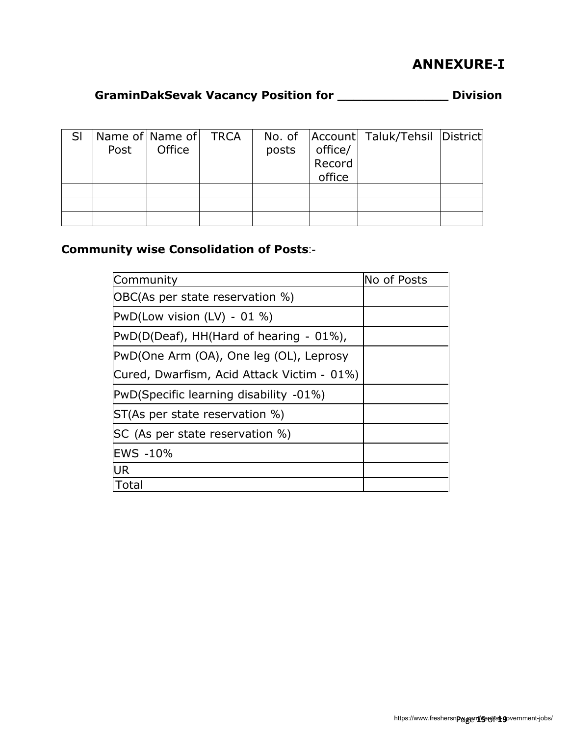# ANNEXURE-I

### GraminDakSevak Vacancy Position for ______________ Division

| Sl | Name of Post | Name of Office | TRCA | No. of posts | Account office/ Record office | Taluk/Tehsil | District |
|---|---|---|---|---|---|---|---|
| | | | | | | | |
| | | | | | | | |
| | | | | | | | |

**Community wise Consolidation of Posts**:-

| Community | No of Posts |
|---|---|
| OBC(As per state reservation %) | |
| PwD(Low vision (LV) - 01 %) | |
| PwD(D(Deaf), HH(Hard of hearing - 01%), | |
| PwD(One Arm (OA), One leg (OL), Leprosy Cured, Dwarfism, Acid Attack Victim - 01%) | |
| PwD(Specific learning disability -01%) | |
| ST(As per state reservation %) | |
| SC (As per state reservation %) | |
| EWS -10% | |
| UR | |
| Total | |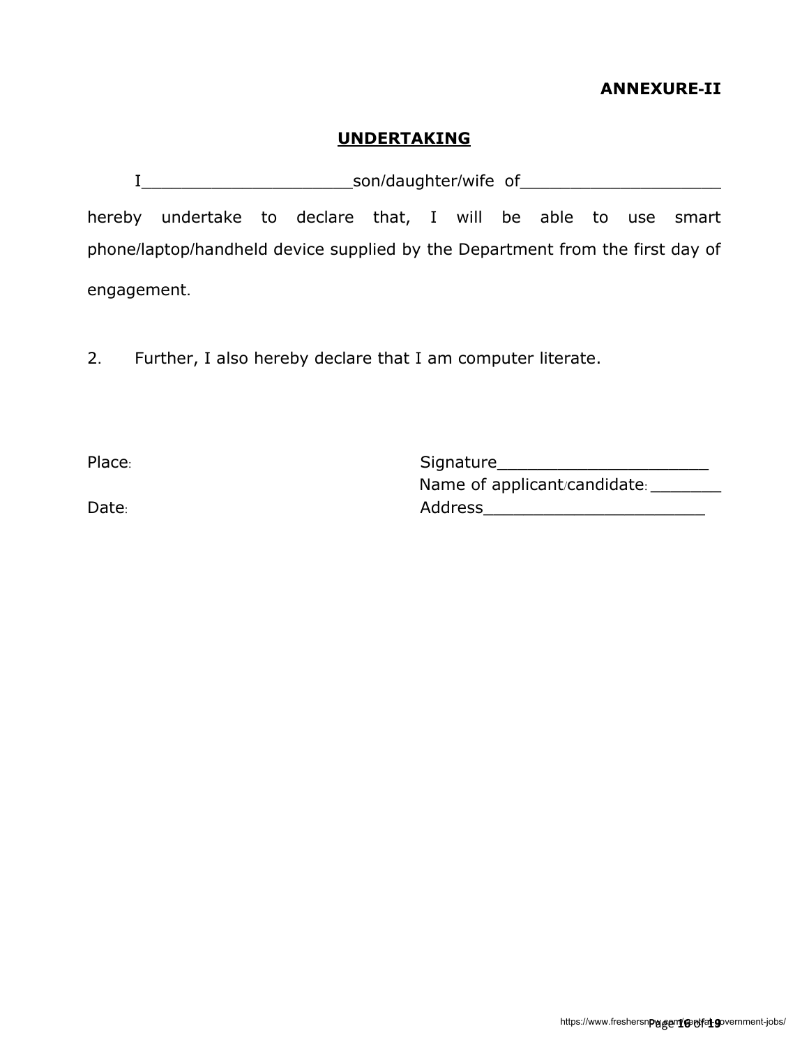**ANNEXURE-II**

## UNDERTAKING

I_____________________son/daughter/wife of____________________ hereby undertake to declare that, I will be able to use smart phone/laptop/handheld device supplied by the Department from the first day of engagement.

2. Further, I also hereby declare that I am computer literate.

Place:

Date:

Signature______________________

Name of applicant/candidate: _______

Address_______________________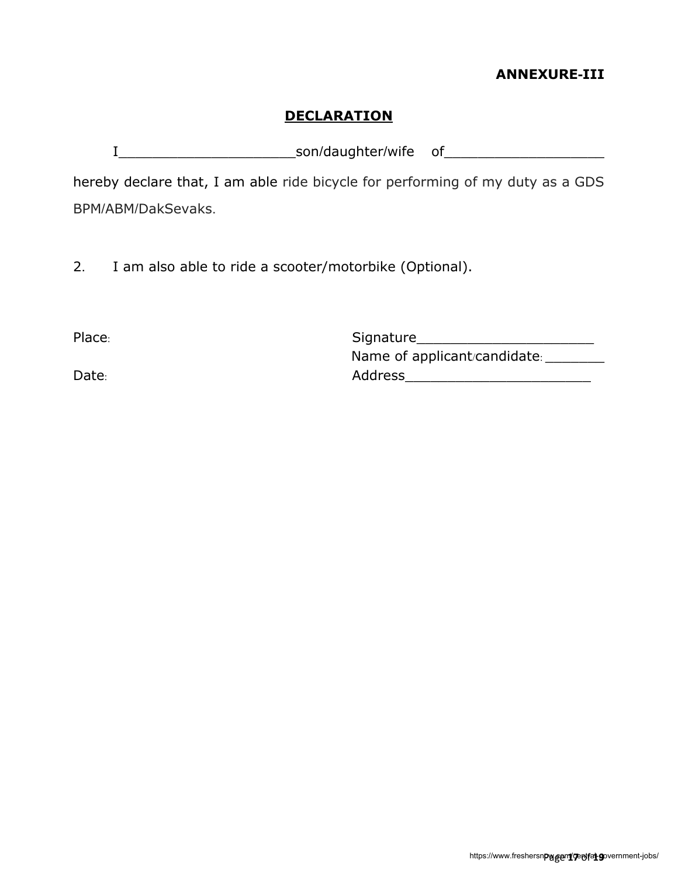**ANNEXURE-III**

## DECLARATION

I______________________son/daughter/wife of____________________ hereby declare that, I am able ride bicycle for performing of my duty as a GDS BPM/ABM/DakSevaks.

2. I am also able to ride a scooter/motorbike (Optional).

Place:

Date:

Signature______________________

Name of applicant/candidate: ________

Address_______________________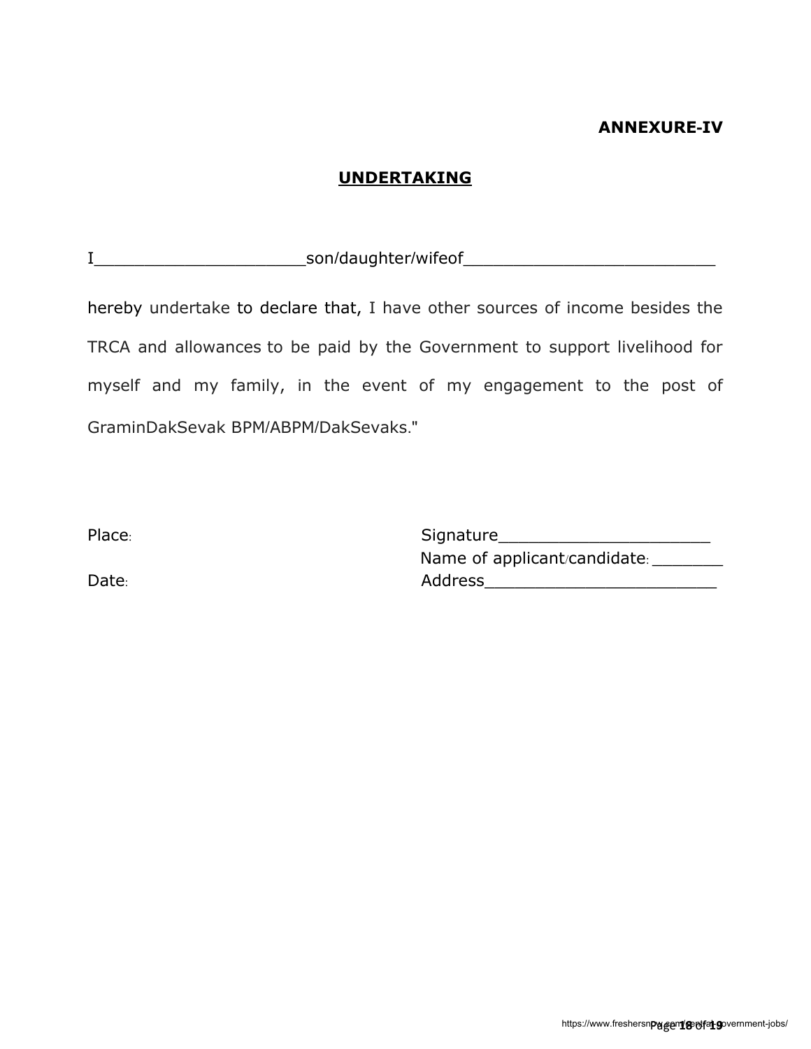**ANNEXURE-IV**

## UNDERTAKING

I______________________son/daughter/wifeof__________________________

hereby undertake to declare that, I have other sources of income besides the TRCA and allowances to be paid by the Government to support livelihood for myself and my family, in the event of my engagement to the post of GraminDakSevak BPM/ABPM/DakSevaks."

Place:

Date:

Signature______________________

Name of applicant/candidate: _______

Address________________________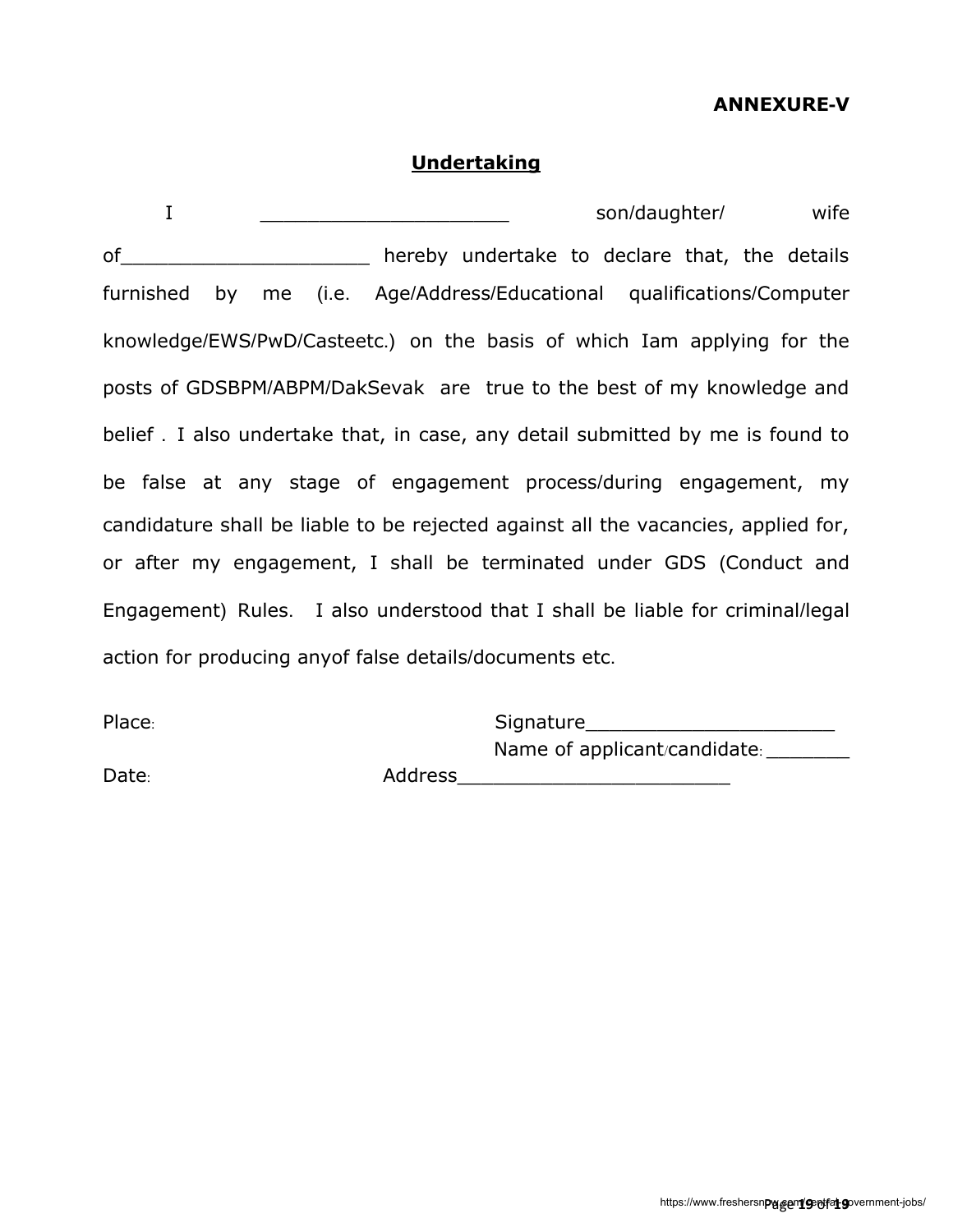**ANNEXURE-V**

## Undertaking

I _____________________ son/daughter/ wife of_____________________ hereby undertake to declare that, the details furnished by me (i.e. Age/Address/Educational qualifications/Computer knowledge/EWS/PwD/Casteetc.) on the basis of which Iam applying for the posts of GDSBPM/ABPM/DakSevak are true to the best of my knowledge and belief . I also undertake that, in case, any detail submitted by me is found to be false at any stage of engagement process/during engagement, my candidature shall be liable to be rejected against all the vacancies, applied for, or after my engagement, I shall be terminated under GDS (Conduct and Engagement) Rules. I also understood that I shall be liable for criminal/legal action for producing anyof false details/documents etc.

Place:

Signature______________________

Name of applicant/candidate: _______

Date:

Address________________________